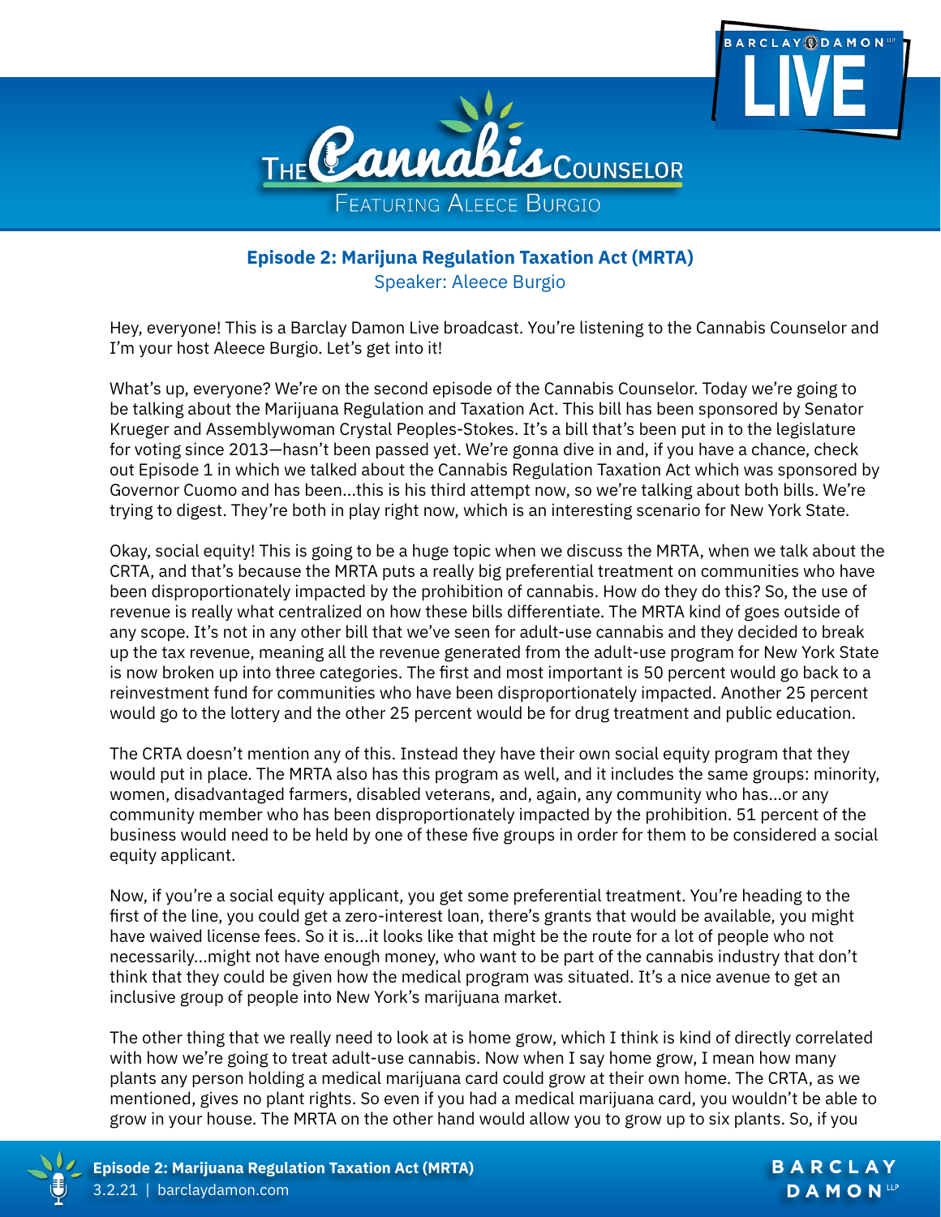# The Cannabis Counselor

Featuring Aleece Burgio

## Episode 2: Marijuna Regulation Taxation Act (MRTA)

Speaker: Aleece Burgio

Hey, everyone! This is a Barclay Damon Live broadcast. You're listening to the Cannabis Counselor and I'm your host Aleece Burgio. Let's get into it!

What's up, everyone? We're on the second episode of the Cannabis Counselor. Today we're going to be talking about the Marijuana Regulation and Taxation Act. This bill has been sponsored by Senator Krueger and Assemblywoman Crystal Peoples-Stokes. It's a bill that's been put in to the legislature for voting since 2013—hasn't been passed yet. We're gonna dive in and, if you have a chance, check out Episode 1 in which we talked about the Cannabis Regulation Taxation Act which was sponsored by Governor Cuomo and has been...this is his third attempt now, so we're talking about both bills. We're trying to digest. They're both in play right now, which is an interesting scenario for New York State.

Okay, social equity! This is going to be a huge topic when we discuss the MRTA, when we talk about the CRTA, and that's because the MRTA puts a really big preferential treatment on communities who have been disproportionately impacted by the prohibition of cannabis. How do they do this? So, the use of revenue is really what centralized on how these bills differentiate. The MRTA kind of goes outside of any scope. It's not in any other bill that we've seen for adult-use cannabis and they decided to break up the tax revenue, meaning all the revenue generated from the adult-use program for New York State is now broken up into three categories. The first and most important is 50 percent would go back to a reinvestment fund for communities who have been disproportionately impacted. Another 25 percent would go to the lottery and the other 25 percent would be for drug treatment and public education.

The CRTA doesn't mention any of this. Instead they have their own social equity program that they would put in place. The MRTA also has this program as well, and it includes the same groups: minority, women, disadvantaged farmers, disabled veterans, and, again, any community who has...or any community member who has been disproportionately impacted by the prohibition. 51 percent of the business would need to be held by one of these five groups in order for them to be considered a social equity applicant.

Now, if you're a social equity applicant, you get some preferential treatment. You're heading to the first of the line, you could get a zero-interest loan, there's grants that would be available, you might have waived license fees. So it is...it looks like that might be the route for a lot of people who not necessarily...might not have enough money, who want to be part of the cannabis industry that don't think that they could be given how the medical program was situated. It's a nice avenue to get an inclusive group of people into New York's marijuana market.

The other thing that we really need to look at is home grow, which I think is kind of directly correlated with how we're going to treat adult-use cannabis. Now when I say home grow, I mean how many plants any person holding a medical marijuana card could grow at their own home. The CRTA, as we mentioned, gives no plant rights. So even if you had a medical marijuana card, you wouldn't be able to grow in your house. The MRTA on the other hand would allow you to grow up to six plants. So, if you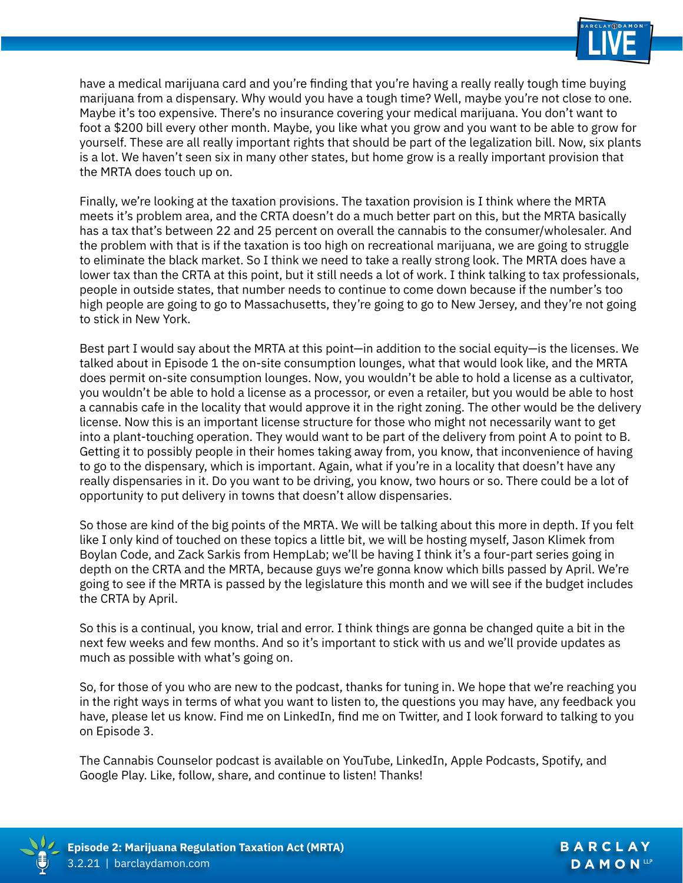have a medical marijuana card and you're finding that you're having a really really tough time buying marijuana from a dispensary. Why would you have a tough time? Well, maybe you're not close to one. Maybe it's too expensive. There's no insurance covering your medical marijuana. You don't want to foot a $200 bill every other month. Maybe, you like what you grow and you want to be able to grow for yourself. These are all really important rights that should be part of the legalization bill. Now, six plants is a lot. We haven't seen six in many other states, but home grow is a really important provision that the MRTA does touch up on.

Finally, we're looking at the taxation provisions. The taxation provision is I think where the MRTA meets it's problem area, and the CRTA doesn't do a much better part on this, but the MRTA basically has a tax that's between 22 and 25 percent on overall the cannabis to the consumer/wholesaler. And the problem with that is if the taxation is too high on recreational marijuana, we are going to struggle to eliminate the black market. So I think we need to take a really strong look. The MRTA does have a lower tax than the CRTA at this point, but it still needs a lot of work. I think talking to tax professionals, people in outside states, that number needs to continue to come down because if the number's too high people are going to go to Massachusetts, they're going to go to New Jersey, and they're not going to stick in New York.

Best part I would say about the MRTA at this point—in addition to the social equity—is the licenses. We talked about in Episode 1 the on-site consumption lounges, what that would look like, and the MRTA does permit on-site consumption lounges. Now, you wouldn't be able to hold a license as a cultivator, you wouldn't be able to hold a license as a processor, or even a retailer, but you would be able to host a cannabis cafe in the locality that would approve it in the right zoning. The other would be the delivery license. Now this is an important license structure for those who might not necessarily want to get into a plant-touching operation. They would want to be part of the delivery from point A to point to B. Getting it to possibly people in their homes taking away from, you know, that inconvenience of having to go to the dispensary, which is important. Again, what if you're in a locality that doesn't have any really dispensaries in it. Do you want to be driving, you know, two hours or so. There could be a lot of opportunity to put delivery in towns that doesn't allow dispensaries.

So those are kind of the big points of the MRTA. We will be talking about this more in depth. If you felt like I only kind of touched on these topics a little bit, we will be hosting myself, Jason Klimek from Boylan Code, and Zack Sarkis from HempLab; we'll be having I think it's a four-part series going in depth on the CRTA and the MRTA, because guys we're gonna know which bills passed by April. We're going to see if the MRTA is passed by the legislature this month and we will see if the budget includes the CRTA by April.

So this is a continual, you know, trial and error. I think things are gonna be changed quite a bit in the next few weeks and few months. And so it's important to stick with us and we'll provide updates as much as possible with what's going on.

So, for those of you who are new to the podcast, thanks for tuning in. We hope that we're reaching you in the right ways in terms of what you want to listen to, the questions you may have, any feedback you have, please let us know. Find me on LinkedIn, find me on Twitter, and I look forward to talking to you on Episode 3.

The Cannabis Counselor podcast is available on YouTube, LinkedIn, Apple Podcasts, Spotify, and Google Play. Like, follow, share, and continue to listen! Thanks!